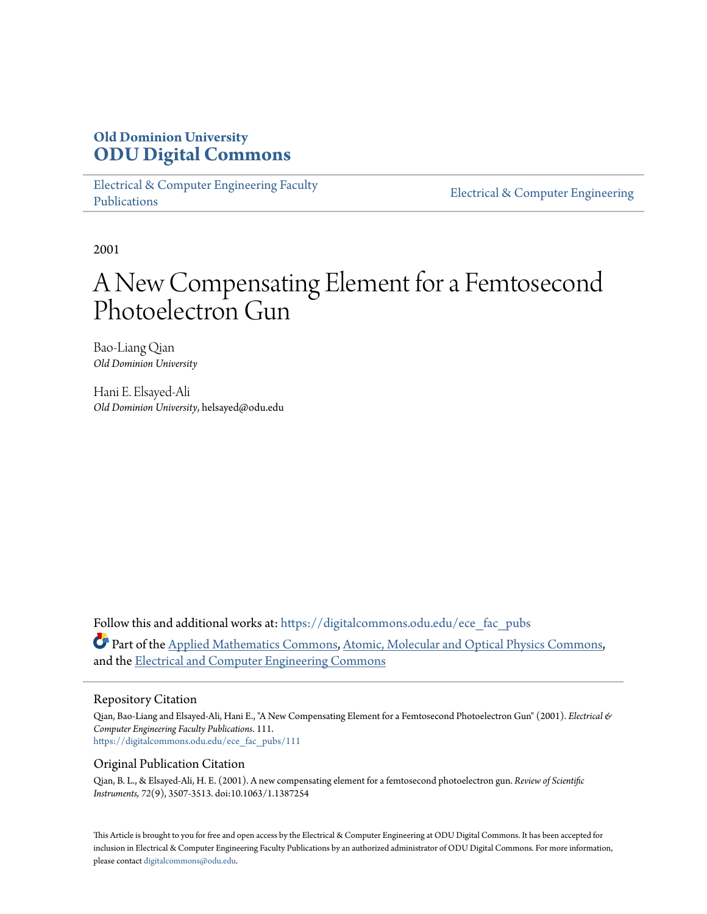**Old Dominion University**
**ODU Digital Commons**

Electrical & Computer Engineering Faculty Publications | Electrical & Computer Engineering

2001

# A New Compensating Element for a Femtosecond Photoelectron Gun

Bao-Liang Qian
*Old Dominion University*

Hani E. Elsayed-Ali
*Old Dominion University*, helsayed@odu.edu

Follow this and additional works at: https://digitalcommons.odu.edu/ece_fac_pubs

Part of the Applied Mathematics Commons, Atomic, Molecular and Optical Physics Commons, and the Electrical and Computer Engineering Commons

## Repository Citation

Qian, Bao-Liang and Elsayed-Ali, Hani E., "A New Compensating Element for a Femtosecond Photoelectron Gun" (2001). *Electrical & Computer Engineering Faculty Publications*. 111.
https://digitalcommons.odu.edu/ece_fac_pubs/111

## Original Publication Citation

Qian, B. L., & Elsayed-Ali, H. E. (2001). A new compensating element for a femtosecond photoelectron gun. *Review of Scientific Instruments, 72*(9), 3507-3513. doi:10.1063/1.1387254

This Article is brought to you for free and open access by the Electrical & Computer Engineering at ODU Digital Commons. It has been accepted for inclusion in Electrical & Computer Engineering Faculty Publications by an authorized administrator of ODU Digital Commons. For more information, please contact digitalcommons@odu.edu.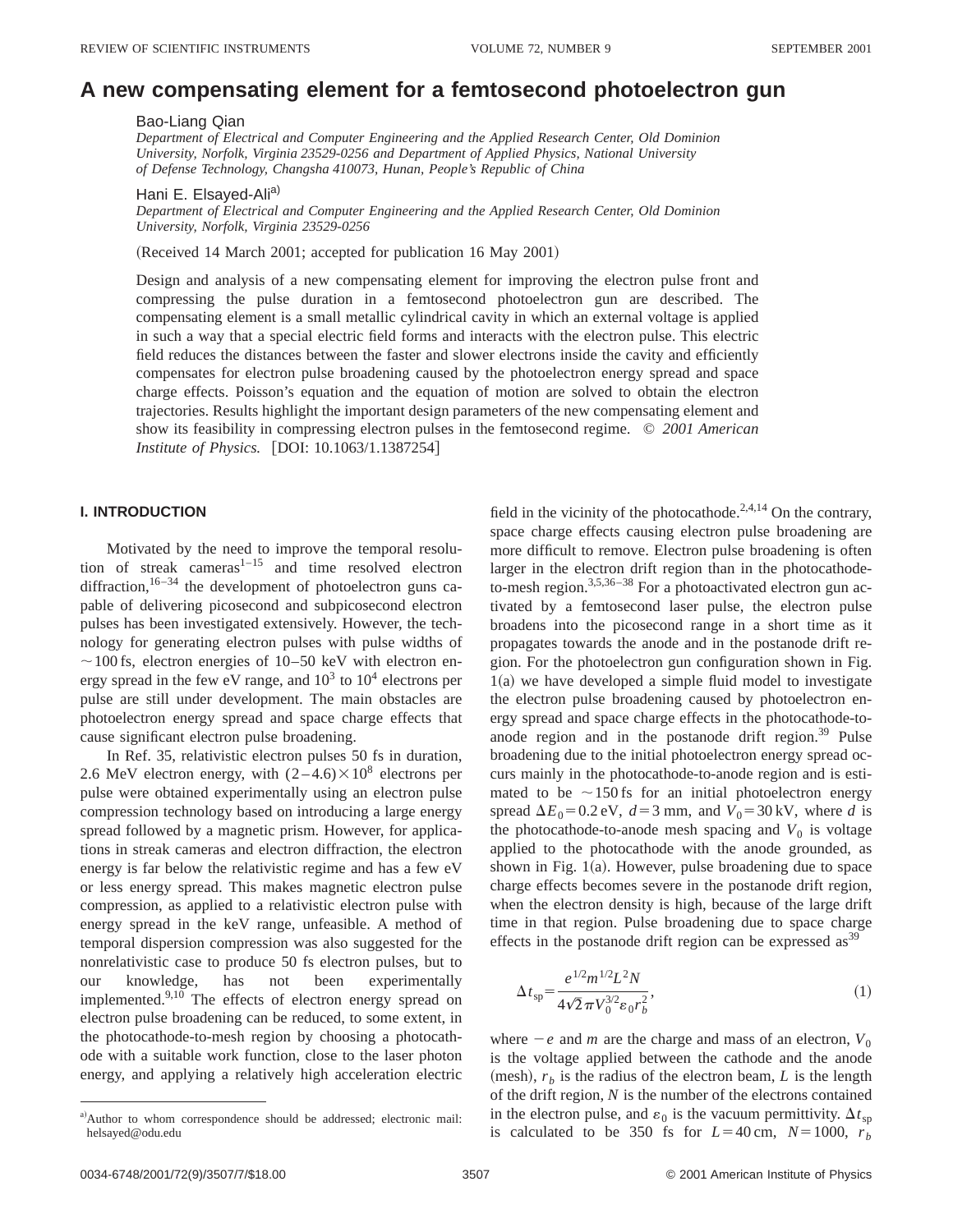# A new compensating element for a femtosecond photoelectron gun

Bao-Liang Qian

*Department of Electrical and Computer Engineering and the Applied Research Center, Old Dominion University, Norfolk, Virginia 23529-0256 and Department of Applied Physics, National University of Defense Technology, Changsha 410073, Hunan, People's Republic of China*

Hani E. Elsayed-Ali[a]

*Department of Electrical and Computer Engineering and the Applied Research Center, Old Dominion University, Norfolk, Virginia 23529-0256*

(Received 14 March 2001; accepted for publication 16 May 2001)

Design and analysis of a new compensating element for improving the electron pulse front and compressing the pulse duration in a femtosecond photoelectron gun are described. The compensating element is a small metallic cylindrical cavity in which an external voltage is applied in such a way that a special electric field forms and interacts with the electron pulse. This electric field reduces the distances between the faster and slower electrons inside the cavity and efficiently compensates for electron pulse broadening caused by the photoelectron energy spread and space charge effects. Poisson's equation and the equation of motion are solved to obtain the electron trajectories. Results highlight the important design parameters of the new compensating element and show its feasibility in compressing electron pulses in the femtosecond regime. © *2001 American Institute of Physics.* [DOI: 10.1063/1.1387254]

## I. INTRODUCTION

Motivated by the need to improve the temporal resolution of streak cameras[1–15] and time resolved electron diffraction,[16–34] the development of photoelectron guns capable of delivering picosecond and subpicosecond electron pulses has been investigated extensively. However, the technology for generating electron pulses with pulse widths of $\sim$100 fs, electron energies of 10–50 keV with electron energy spread in the few eV range, and $10^3$ to $10^4$ electrons per pulse are still under development. The main obstacles are photoelectron energy spread and space charge effects that cause significant electron pulse broadening.

In Ref. 35, relativistic electron pulses 50 fs in duration, 2.6 MeV electron energy, with $(2-4.6)\times10^8$ electrons per pulse were obtained experimentally using an electron pulse compression technology based on introducing a large energy spread followed by a magnetic prism. However, for applications in streak cameras and electron diffraction, the electron energy is far below the relativistic regime and has a few eV or less energy spread. This makes magnetic electron pulse compression, as applied to a relativistic electron pulse with energy spread in the keV range, unfeasible. A method of temporal dispersion compression was also suggested for the nonrelativistic case to produce 50 fs electron pulses, but to our knowledge, has not been experimentally implemented.[9,10] The effects of electron energy spread on electron pulse broadening can be reduced, to some extent, in the photocathode-to-mesh region by choosing a photocathode with a suitable work function, close to the laser photon energy, and applying a relatively high acceleration electric field in the vicinity of the photocathode.[2,4,14] On the contrary, space charge effects causing electron pulse broadening are more difficult to remove. Electron pulse broadening is often larger in the electron drift region than in the photocathode-to-mesh region.[3,5,36–38] For a photoactivated electron gun activated by a femtosecond laser pulse, the electron pulse broadens into the picosecond range in a short time as it propagates towards the anode and in the postanode drift region. For the photoelectron gun configuration shown in Fig. 1(a) we have developed a simple fluid model to investigate the electron pulse broadening caused by photoelectron energy spread and space charge effects in the photocathode-to-anode region and in the postanode drift region.[39] Pulse broadening due to the initial photoelectron energy spread occurs mainly in the photocathode-to-anode region and is estimated to be $\sim$150 fs for an initial photoelectron energy spread $\Delta E_0 = 0.2$ eV, $d = 3$ mm, and $V_0 = 30$ kV, where $d$ is the photocathode-to-anode mesh spacing and $V_0$ is voltage applied to the photocathode with the anode grounded, as shown in Fig. 1(a). However, pulse broadening due to space charge effects becomes severe in the postanode drift region, when the electron density is high, because of the large drift time in that region. Pulse broadening due to space charge effects in the postanode drift region can be expressed as[39]

$$\Delta t_{\mathrm{sp}} = \frac{e^{1/2} m^{1/2} L^2 N}{4\sqrt{2}\pi V_0^{3/2} \varepsilon_0 r_b^2}, \tag{1}$$

where $-e$ and $m$ are the charge and mass of an electron, $V_0$ is the voltage applied between the cathode and the anode (mesh), $r_b$ is the radius of the electron beam, $L$ is the length of the drift region, $N$ is the number of the electrons contained in the electron pulse, and $\varepsilon_0$ is the vacuum permittivity. $\Delta t_{\mathrm{sp}}$ is calculated to be 350 fs for $L = 40$ cm, $N = 1000$, $r_b$

[a]Author to whom correspondence should be addressed; electronic mail: helsayed@odu.edu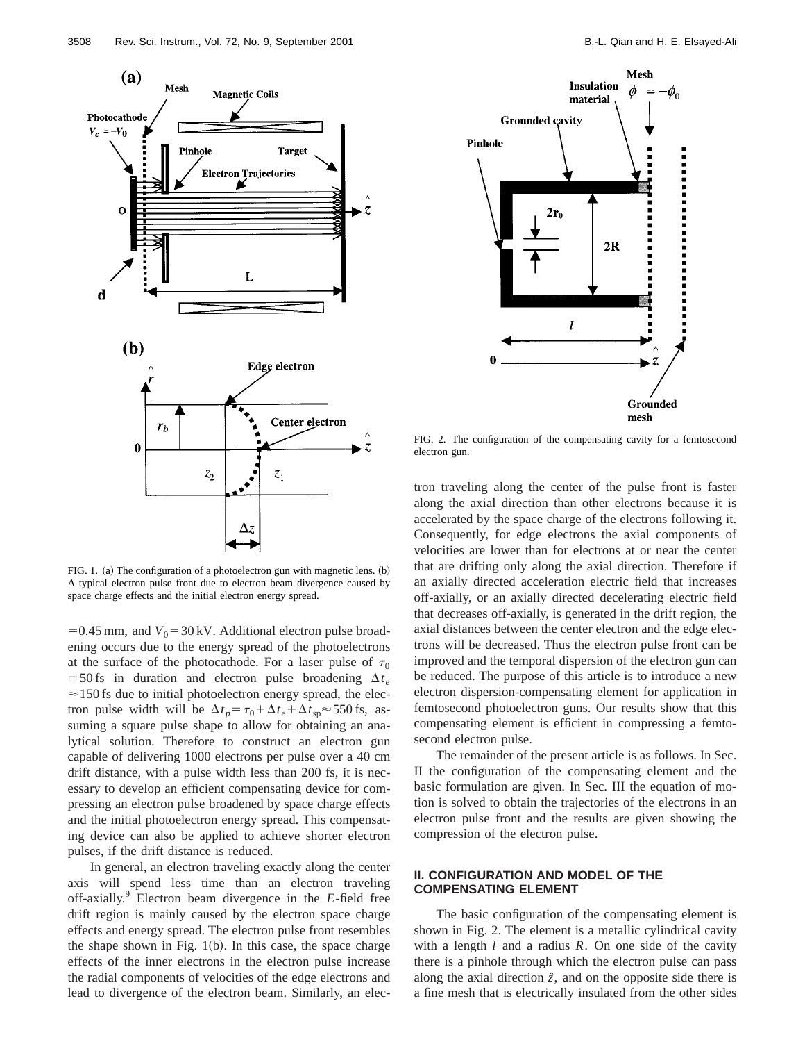FIG. 1. (a) The configuration of a photoelectron gun with magnetic lens. (b) A typical electron pulse front due to electron beam divergence caused by space charge effects and the initial electron energy spread.

$=0.45$ mm, and $V_0=30$ kV. Additional electron pulse broadening occurs due to the energy spread of the photoelectrons at the surface of the photocathode. For a laser pulse of $\tau_0=50$ fs in duration and electron pulse broadening $\Delta t_e\approx 150$ fs due to initial photoelectron energy spread, the electron pulse width will be $\Delta t_p=\tau_0+\Delta t_e+\Delta t_{\mathrm{sp}}\approx 550$ fs, assuming a square pulse shape to allow for obtaining an analytical solution. Therefore to construct an electron gun capable of delivering 1000 electrons per pulse over a 40 cm drift distance, with a pulse width less than 200 fs, it is necessary to develop an efficient compensating device for compressing an electron pulse broadened by space charge effects and the initial photoelectron energy spread. This compensating device can also be applied to achieve shorter electron pulses, if the drift distance is reduced.

In general, an electron traveling exactly along the center axis will spend less time than an electron traveling off-axially.[9] Electron beam divergence in the $E$-field free drift region is mainly caused by the electron space charge effects and energy spread. The electron pulse front resembles the shape shown in Fig. 1(b). In this case, the space charge effects of the inner electrons in the electron pulse increase the radial components of velocities of the edge electrons and lead to divergence of the electron beam. Similarly, an electron traveling along the center of the pulse front is faster along the axial direction than other electrons because it is accelerated by the space charge of the electrons following it. Consequently, for edge electrons the axial components of velocities are lower than for electrons at or near the center that are drifting only along the axial direction. Therefore if an axially directed acceleration electric field that increases off-axially, or an axially directed decelerating electric field that decreases off-axially, is generated in the drift region, the axial distances between the center electron and the edge electrons will be decreased. Thus the electron pulse front can be improved and the temporal dispersion of the electron gun can be reduced. The purpose of this article is to introduce a new electron dispersion-compensating element for application in femtosecond photoelectron guns. Our results show that this compensating element is efficient in compressing a femtosecond electron pulse.

FIG. 2. The configuration of the compensating cavity for a femtosecond electron gun.

The remainder of the present article is as follows. In Sec. II the configuration of the compensating element and the basic formulation are given. In Sec. III the equation of motion is solved to obtain the trajectories of the electrons in an electron pulse front and the results are given showing the compression of the electron pulse.

## II. CONFIGURATION AND MODEL OF THE COMPENSATING ELEMENT

The basic configuration of the compensating element is shown in Fig. 2. The element is a metallic cylindrical cavity with a length $l$ and a radius $R$. On one side of the cavity there is a pinhole through which the electron pulse can pass along the axial direction $\hat{z}$, and on the opposite side there is a fine mesh that is electrically insulated from the other sides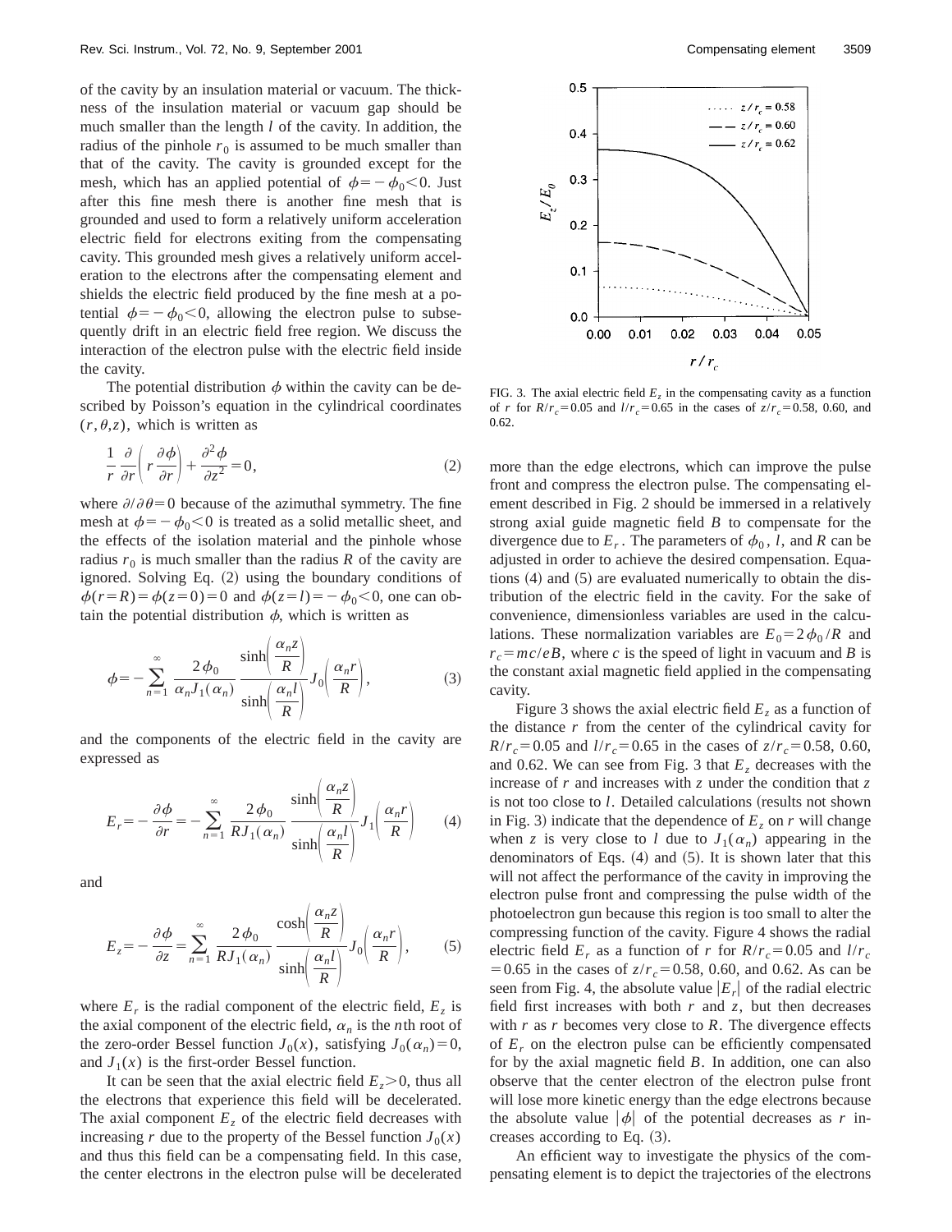of the cavity by an insulation material or vacuum. The thickness of the insulation material or vacuum gap should be much smaller than the length $l$ of the cavity. In addition, the radius of the pinhole $r_0$ is assumed to be much smaller than that of the cavity. The cavity is grounded except for the mesh, which has an applied potential of $\phi=-\phi_0<0$. Just after this fine mesh there is another fine mesh that is grounded and used to form a relatively uniform acceleration electric field for electrons exiting from the compensating cavity. This grounded mesh gives a relatively uniform acceleration to the electrons after the compensating element and shields the electric field produced by the fine mesh at a potential $\phi=-\phi_0<0$, allowing the electron pulse to subsequently drift in an electric field free region. We discuss the interaction of the electron pulse with the electric field inside the cavity.

The potential distribution $\phi$ within the cavity can be described by Poisson's equation in the cylindrical coordinates $(r,\theta,z)$, which is written as

$$\frac{1}{r}\frac{\partial}{\partial r}\left(r\frac{\partial \phi}{\partial r}\right)+\frac{\partial^2 \phi}{\partial z^2}=0, \tag{2}$$

where $\partial/\partial\theta=0$ because of the azimuthal symmetry. The fine mesh at $\phi=-\phi_0<0$ is treated as a solid metallic sheet, and the effects of the isolation material and the pinhole whose radius $r_0$ is much smaller than the radius $R$ of the cavity are ignored. Solving Eq. (2) using the boundary conditions of $\phi(r=R)=\phi(z=0)=0$ and $\phi(z=l)=-\phi_0<0$, one can obtain the potential distribution $\phi$, which is written as

$$\phi=-\sum_{n=1}^{\infty}\frac{2\phi_0}{\alpha_n J_1(\alpha_n)}\frac{\sinh\left(\frac{\alpha_n z}{R}\right)}{\sinh\left(\frac{\alpha_n l}{R}\right)}J_0\left(\frac{\alpha_n r}{R}\right), \tag{3}$$

and the components of the electric field in the cavity are expressed as

$$E_r=-\frac{\partial \phi}{\partial r}=-\sum_{n=1}^{\infty}\frac{2\phi_0}{RJ_1(\alpha_n)}\frac{\sinh\left(\frac{\alpha_n z}{R}\right)}{\sinh\left(\frac{\alpha_n l}{R}\right)}J_1\left(\frac{\alpha_n r}{R}\right) \tag{4}$$

and

$$E_z=-\frac{\partial \phi}{\partial z}=\sum_{n=1}^{\infty}\frac{2\phi_0}{RJ_1(\alpha_n)}\frac{\cosh\left(\frac{\alpha_n z}{R}\right)}{\sinh\left(\frac{\alpha_n l}{R}\right)}J_0\left(\frac{\alpha_n r}{R}\right), \tag{5}$$

where $E_r$ is the radial component of the electric field, $E_z$ is the axial component of the electric field, $\alpha_n$ is the $n$th root of the zero-order Bessel function $J_0(x)$, satisfying $J_0(\alpha_n)=0$, and $J_1(x)$ is the first-order Bessel function.

It can be seen that the axial electric field $E_z>0$, thus all the electrons that experience this field will be decelerated. The axial component $E_z$ of the electric field decreases with increasing $r$ due to the property of the Bessel function $J_0(x)$ and thus this field can be a compensating field. In this case, the center electrons in the electron pulse will be decelerated more than the edge electrons, which can improve the pulse front and compress the electron pulse. The compensating element described in Fig. 2 should be immersed in a relatively strong axial guide magnetic field $B$ to compensate for the divergence due to $E_r$. The parameters of $\phi_0$, $l$, and $R$ can be adjusted in order to achieve the desired compensation. Equations (4) and (5) are evaluated numerically to obtain the distribution of the electric field in the cavity. For the sake of convenience, dimensionless variables are used in the calculations. These normalization variables are $E_0=2\phi_0/R$ and $r_c=mc/eB$, where $c$ is the speed of light in vacuum and $B$ is the constant axial magnetic field applied in the compensating cavity.

FIG. 3. The axial electric field $E_z$ in the compensating cavity as a function of $r$ for $R/r_c=0.05$ and $l/r_c=0.65$ in the cases of $z/r_c=0.58$, 0.60, and 0.62.

Figure 3 shows the axial electric field $E_z$ as a function of the distance $r$ from the center of the cylindrical cavity for $R/r_c=0.05$ and $l/r_c=0.65$ in the cases of $z/r_c=0.58$, 0.60, and 0.62. We can see from Fig. 3 that $E_z$ decreases with the increase of $r$ and increases with $z$ under the condition that $z$ is not too close to $l$. Detailed calculations (results not shown in Fig. 3) indicate that the dependence of $E_z$ on $r$ will change when $z$ is very close to $l$ due to $J_1(\alpha_n)$ appearing in the denominators of Eqs. (4) and (5). It is shown later that this will not affect the performance of the cavity in improving the electron pulse front and compressing the pulse width of the photoelectron gun because this region is too small to alter the compressing function of the cavity. Figure 4 shows the radial electric field $E_r$ as a function of $r$ for $R/r_c=0.05$ and $l/r_c=0.65$ in the cases of $z/r_c=0.58$, 0.60, and 0.62. As can be seen from Fig. 4, the absolute value $|E_r|$ of the radial electric field first increases with both $r$ and $z$, but then decreases with $r$ as $r$ becomes very close to $R$. The divergence effects of $E_r$ on the electron pulse can be efficiently compensated for by the axial magnetic field $B$. In addition, one can also observe that the center electron of the electron pulse front will lose more kinetic energy than the edge electrons because the absolute value $|\phi|$ of the potential decreases as $r$ increases according to Eq. (3).

An efficient way to investigate the physics of the compensating element is to depict the trajectories of the electrons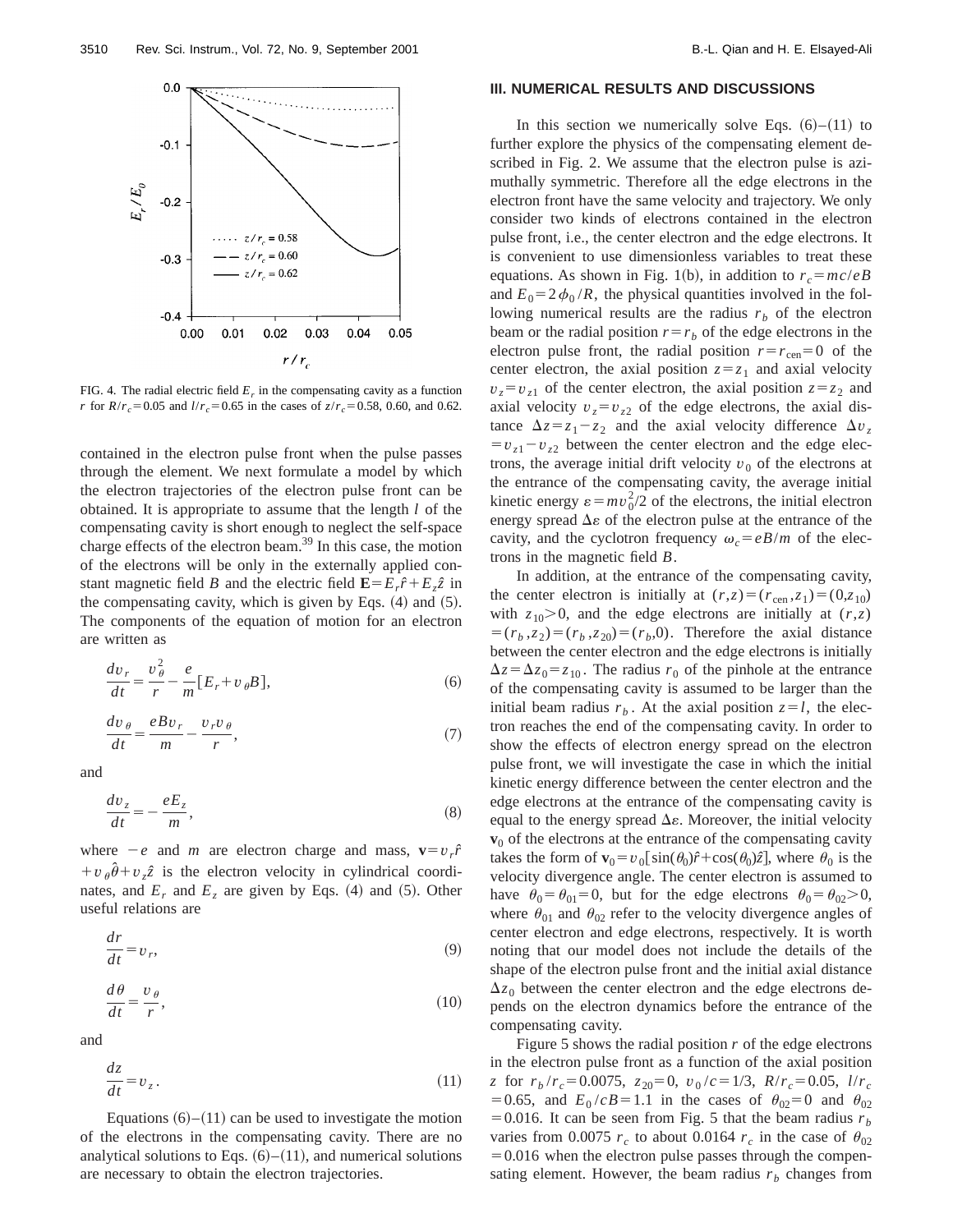FIG. 4. The radial electric field $E_r$ in the compensating cavity as a function $r$ for $R/r_c = 0.05$ and $l/r_c = 0.65$ in the cases of $z/r_c = 0.58$, 0.60, and 0.62.

contained in the electron pulse front when the pulse passes through the element. We next formulate a model by which the electron trajectories of the electron pulse front can be obtained. It is appropriate to assume that the length $l$ of the compensating cavity is short enough to neglect the self-space charge effects of the electron beam.[39] In this case, the motion of the electrons will be only in the externally applied constant magnetic field $B$ and the electric field $\mathbf{E} = E_r\hat{r} + E_z\hat{z}$ in the compensating cavity, which is given by Eqs. (4) and (5). The components of the equation of motion for an electron are written as

$$\frac{dv_r}{dt} = \frac{v_\theta^2}{r} - \frac{e}{m}[E_r + v_\theta B], \tag{6}$$

$$\frac{dv_\theta}{dt} = \frac{eBv_r}{m} - \frac{v_r v_\theta}{r}, \tag{7}$$

and

$$\frac{dv_z}{dt} = -\frac{eE_z}{m}, \tag{8}$$

where $-e$ and $m$ are electron charge and mass, $\mathbf{v} = v_r\hat{r} + v_\theta\hat{\theta} + v_z\hat{z}$ is the electron velocity in cylindrical coordinates, and $E_r$ and $E_z$ are given by Eqs. (4) and (5). Other useful relations are

$$\frac{dr}{dt} = v_r, \tag{9}$$

$$\frac{d\theta}{dt} = \frac{v_\theta}{r}, \tag{10}$$

and

$$\frac{dz}{dt} = v_z. \tag{11}$$

Equations (6)–(11) can be used to investigate the motion of the electrons in the compensating cavity. There are no analytical solutions to Eqs. (6)–(11), and numerical solutions are necessary to obtain the electron trajectories.

## III. NUMERICAL RESULTS AND DISCUSSIONS

In this section we numerically solve Eqs. (6)–(11) to further explore the physics of the compensating element described in Fig. 2. We assume that the electron pulse is azimuthally symmetric. Therefore all the edge electrons in the electron front have the same velocity and trajectory. We only consider two kinds of electrons contained in the electron pulse front, i.e., the center electron and the edge electrons. It is convenient to use dimensionless variables to treat these equations. As shown in Fig. 1(b), in addition to $r_c = mc/eB$ and $E_0 = 2\phi_0/R$, the physical quantities involved in the following numerical results are the radius $r_b$ of the electron beam or the radial position $r = r_b$ of the edge electrons in the electron pulse front, the radial position $r = r_{\rm cen} = 0$ of the center electron, the axial position $z = z_1$ and axial velocity $v_z = v_{z1}$ of the center electron, the axial position $z = z_2$ and axial velocity $v_z = v_{z2}$ of the edge electrons, the axial distance $\Delta z = z_1 - z_2$ and the axial velocity difference $\Delta v_z = v_{z1} - v_{z2}$ between the center electron and the edge electrons, the average initial drift velocity $v_0$ of the electrons at the entrance of the compensating cavity, the average initial kinetic energy $\varepsilon = mv_0^2/2$ of the electrons, the initial electron energy spread $\Delta\varepsilon$ of the electron pulse at the entrance of the cavity, and the cyclotron frequency $\omega_c = eB/m$ of the electrons in the magnetic field $B$.

In addition, at the entrance of the compensating cavity, the center electron is initially at $(r,z) = (r_{\rm cen}, z_1) = (0, z_{10})$ with $z_{10} > 0$, and the edge electrons are initially at $(r,z) = (r_b, z_2) = (r_b, z_{20}) = (r_b, 0)$. Therefore the axial distance between the center electron and the edge electrons is initially $\Delta z = \Delta z_0 = z_{10}$. The radius $r_0$ of the pinhole at the entrance of the compensating cavity is assumed to be larger than the initial beam radius $r_b$. At the axial position $z = l$, the electron reaches the end of the compensating cavity. In order to show the effects of electron energy spread on the electron pulse front, we will investigate the case in which the initial kinetic energy difference between the center electron and the edge electrons at the entrance of the compensating cavity is equal to the energy spread $\Delta\varepsilon$. Moreover, the initial velocity $\mathbf{v}_0$ of the electrons at the entrance of the compensating cavity takes the form of $\mathbf{v}_0 = v_0[\sin(\theta_0)\hat{r} + \cos(\theta_0)\hat{z}]$, where $\theta_0$ is the velocity divergence angle. The center electron is assumed to have $\theta_0 = \theta_{01} = 0$, but for the edge electrons $\theta_0 = \theta_{02} > 0$, where $\theta_{01}$ and $\theta_{02}$ refer to the velocity divergence angles of center electron and edge electrons, respectively. It is worth noting that our model does not include the details of the shape of the electron pulse front and the initial axial distance $\Delta z_0$ between the center electron and the edge electrons depends on the electron dynamics before the entrance of the compensating cavity.

Figure 5 shows the radial position $r$ of the edge electrons in the electron pulse front as a function of the axial position $z$ for $r_b/r_c = 0.0075$, $z_{20} = 0$, $v_0/c = 1/3$, $R/r_c = 0.05$, $l/r_c = 0.65$, and $E_0/cB = 1.1$ in the cases of $\theta_{02} = 0$ and $\theta_{02} = 0.016$. It can be seen from Fig. 5 that the beam radius $r_b$ varies from 0.0075 $r_c$ to about 0.0164 $r_c$ in the case of $\theta_{02} = 0.016$ when the electron pulse passes through the compensating element. However, the beam radius $r_b$ changes from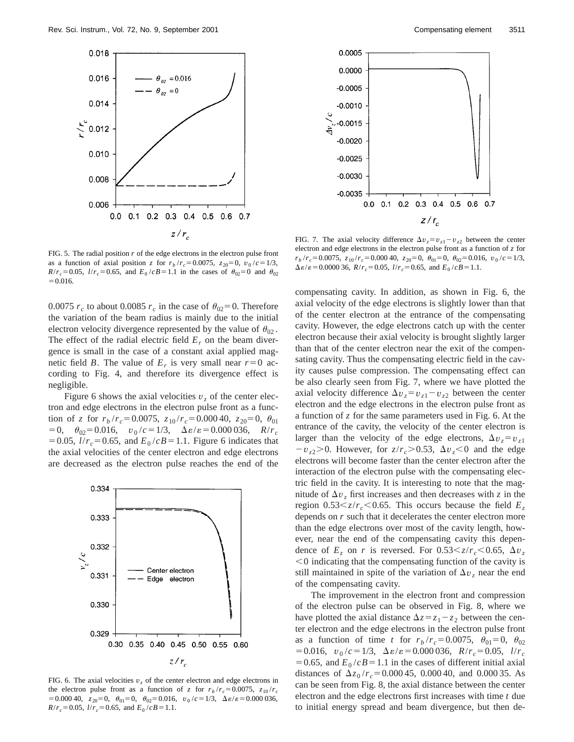FIG. 5. The radial position $r$ of the edge electrons in the electron pulse front as a function of axial position $z$ for $r_b/r_c = 0.0075$, $z_{20} = 0$, $v_0/c = 1/3$, $R/r_c = 0.05$, $l/r_c = 0.65$, and $E_0/cB = 1.1$ in the cases of $\theta_{02} = 0$ and $\theta_{02} = 0.016$.

$0.0075\, r_c$ to about $0.0085\, r_c$ in the case of $\theta_{02} = 0$. Therefore the variation of the beam radius is mainly due to the initial electron velocity divergence represented by the value of $\theta_{02}$. The effect of the radial electric field $E_r$ on the beam divergence is small in the case of a constant axial applied magnetic field $B$. The value of $E_r$ is very small near $r = 0$ according to Fig. 4, and therefore its divergence effect is negligible.

Figure 6 shows the axial velocities $v_z$ of the center electron and edge electrons in the electron pulse front as a function of $z$ for $r_b/r_c = 0.0075$, $z_{10}/r_c = 0.000\,40$, $z_{20} = 0$, $\theta_{01} = 0$, $\theta_{02} = 0.016$, $v_0/c = 1/3$, $\Delta\varepsilon/\varepsilon = 0.000\,036$, $R/r_c = 0.05$, $l/r_c = 0.65$, and $E_0/cB = 1.1$. Figure 6 indicates that the axial velocities of the center electron and edge electrons are decreased as the electron pulse reaches the end of the compensating cavity. In addition, as shown in Fig. 6, the axial velocity of the edge electrons is slightly lower than that of the center electron at the entrance of the compensating cavity. However, the edge electrons catch up with the center electron because their axial velocity is brought slightly larger than that of the center electron near the exit of the compensating cavity. Thus the compensating electric field in the cavity causes pulse compression. The compensating effect can be also clearly seen from Fig. 7, where we have plotted the axial velocity difference $\Delta v_z = v_{z1} - v_{z2}$ between the center electron and the edge electrons in the electron pulse front as a function of $z$ for the same parameters used in Fig. 6. At the entrance of the cavity, the velocity of the center electron is larger than the velocity of the edge electrons, $\Delta v_z = v_{z1} - v_{z2} > 0$. However, for $z/r_c > 0.53$, $\Delta v_z < 0$ and the edge electrons will become faster than the center electron after the interaction of the electron pulse with the compensating electric field in the cavity. It is interesting to note that the magnitude of $\Delta v_z$ first increases and then decreases with $z$ in the region $0.53 < z/r_c < 0.65$. This occurs because the field $E_z$ depends on $r$ such that it decelerates the center electron more than the edge electrons over most of the cavity length, however, near the end of the compensating cavity this dependence of $E_z$ on $r$ is reversed. For $0.53 < z/r_c < 0.65$, $\Delta v_z < 0$ indicating that the compensating function of the cavity is still maintained in spite of the variation of $\Delta v_z$ near the end of the compensating cavity.

FIG. 6. The axial velocities $v_z$ of the center electron and edge electrons in the electron pulse front as a function of $z$ for $r_b/r_c = 0.0075$, $z_{10}/r_c = 0.000\,40$, $z_{20} = 0$, $\theta_{01} = 0$, $\theta_{02} = 0.016$, $v_0/c = 1/3$, $\Delta\varepsilon/\varepsilon = 0.000\,036$, $R/r_c = 0.05$, $l/r_c = 0.65$, and $E_0/cB = 1.1$.

FIG. 7. The axial velocity difference $\Delta v_z = v_{z1} - v_{z2}$ between the center electron and edge electrons in the electron pulse front as a function of $z$ for $r_b/r_c = 0.0075$, $z_{10}/r_c = 0.000\,40$, $z_{20} = 0$, $\theta_{01} = 0$, $\theta_{02} = 0.016$, $v_0/c = 1/3$, $\Delta\varepsilon/\varepsilon = 0.000\,036$, $R/r_c = 0.05$, $l/r_c = 0.65$, and $E_0/cB = 1.1$.

The improvement in the electron front and compression of the electron pulse can be observed in Fig. 8, where we have plotted the axial distance $\Delta z = z_1 - z_2$ between the center electron and the edge electrons in the electron pulse front as a function of time $t$ for $r_b/r_c = 0.0075$, $\theta_{01} = 0$, $\theta_{02} = 0.016$, $v_0/c = 1/3$, $\Delta\varepsilon/\varepsilon = 0.000\,036$, $R/r_c = 0.05$, $l/r_c = 0.65$, and $E_0/cB = 1.1$ in the cases of different initial axial distances of $\Delta z_0/r_c = 0.000\,45$, $0.000\,40$, and $0.000\,35$. As can be seen from Fig. 8, the axial distance between the center electron and the edge electrons first increases with time $t$ due to initial energy spread and beam divergence, but then de-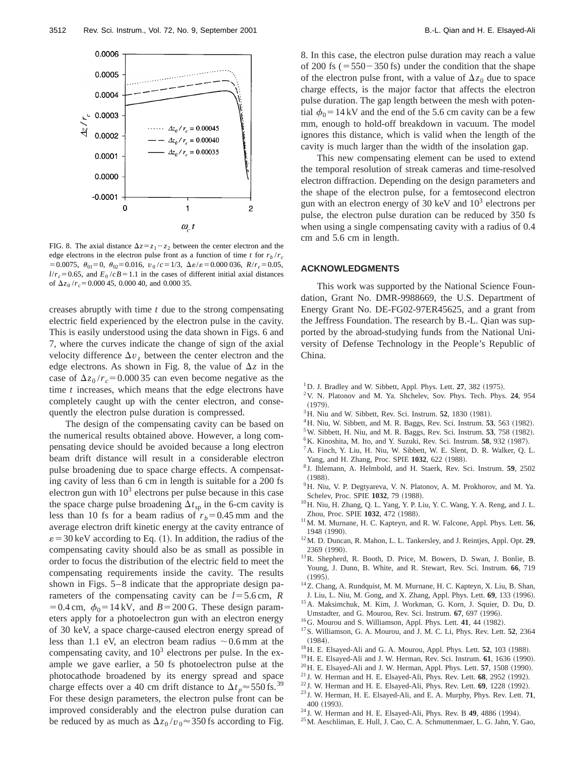FIG. 8. The axial distance $\Delta z = z_1 - z_2$ between the center electron and the edge electrons in the electron pulse front as a function of time $t$ for $r_b/r_c = 0.0075$, $\theta_{01} = 0$, $\theta_{02} = 0.016$, $v_0/c = 1/3$, $\Delta\varepsilon/\varepsilon = 0.000\,036$, $R/r_c = 0.05$, $l/r_c = 0.65$, and $E_0/cB = 1.1$ in the cases of different initial axial distances of $\Delta z_0/r_c = 0.000\,45$, $0.000\,40$, and $0.000\,35$.

creases abruptly with time $t$ due to the strong compensating electric field experienced by the electron pulse in the cavity. This is easily understood using the data shown in Figs. 6 and 7, where the curves indicate the change of sign of the axial velocity difference $\Delta v_z$ between the center electron and the edge electrons. As shown in Fig. 8, the value of $\Delta z$ in the case of $\Delta z_0/r_c = 0.000\,35$ can even become negative as the time $t$ increases, which means that the edge electrons have completely caught up with the center electron, and consequently the electron pulse duration is compressed.

The design of the compensating cavity can be based on the numerical results obtained above. However, a long compensating device should be avoided because a long electron beam drift distance will result in a considerable electron pulse broadening due to space charge effects. A compensating cavity of less than 6 cm in length is suitable for a 200 fs electron gun with $10^3$ electrons per pulse because in this case the space charge pulse broadening $\Delta t_{sp}$ in the 6-cm cavity is less than 10 fs for a beam radius of $r_b = 0.45$ mm and the average electron drift kinetic energy at the cavity entrance of $\varepsilon = 30$ keV according to Eq. (1). In addition, the radius of the compensating cavity should also be as small as possible in order to focus the distribution of the electric field to meet the compensating requirements inside the cavity. The results shown in Figs. 5–8 indicate that the appropriate design parameters of the compensating cavity can be $l = 5.6$ cm, $R = 0.4$ cm, $\phi_0 = 14$ kV, and $B = 200$ G. These design parameters apply for a photoelectron gun with an electron energy of 30 keV, a space charge-caused electron energy spread of less than 1.1 eV, an electron beam radius $\sim 0.6$ mm at the compensating cavity, and $10^3$ electrons per pulse. In the example we gave earlier, a 50 fs photoelectron pulse at the photocathode broadened by its energy spread and space charge effects over a 40 cm drift distance to $\Delta t_p \approx 550$ fs.[39] For these design parameters, the electron pulse front can be improved considerably and the electron pulse duration can be reduced by as much as $\Delta z_0/v_0 \approx 350$ fs according to Fig. 8. In this case, the electron pulse duration may reach a value of 200 fs ($= 550 - 350$ fs) under the condition that the shape of the electron pulse front, with a value of $\Delta z_0$ due to space charge effects, is the major factor that affects the electron pulse duration. The gap length between the mesh with potential $\phi_0 = 14$ kV and the end of the 5.6 cm cavity can be a few mm, enough to hold-off breakdown in vacuum. The model ignores this distance, which is valid when the length of the cavity is much larger than the width of the insolation gap.

This new compensating element can be used to extend the temporal resolution of streak cameras and time-resolved electron diffraction. Depending on the design parameters and the shape of the electron pulse, for a femtosecond electron gun with an electron energy of 30 keV and $10^3$ electrons per pulse, the electron pulse duration can be reduced by 350 fs when using a single compensating cavity with a radius of 0.4 cm and 5.6 cm in length.

## ACKNOWLEDGMENTS

This work was supported by the National Science Foundation, Grant No. DMR-9988669, the U.S. Department of Energy Grant No. DE-FG02-97ER45625, and a grant from the Jeffress Foundation. The research by B.-L. Qian was supported by the abroad-studying funds from the National University of Defense Technology in the People's Republic of China.

[1] D. J. Bradley and W. Sibbett, Appl. Phys. Lett. **27**, 382 (1975).
[2] V. N. Platonov and M. Ya. Shchelev, Sov. Phys. Tech. Phys. **24**, 954 (1979).
[3] H. Niu and W. Sibbett, Rev. Sci. Instrum. **52**, 1830 (1981).
[4] H. Niu, W. Sibbett, and M. R. Baggs, Rev. Sci. Instrum. **53**, 563 (1982).
[5] W. Sibbett, H. Niu, and M. R. Baggs, Rev. Sci. Instrum. **53**, 758 (1982).
[6] K. Kinoshita, M. Ito, and Y. Suzuki, Rev. Sci. Instrum. **58**, 932 (1987).
[7] A. Finch, Y. Liu, H. Niu, W. Sibbett, W. E. Slent, D. R. Walker, Q. L. Yang, and H. Zhang, Proc. SPIE **1032**, 622 (1988).
[8] J. Ihlemann, A. Helmbold, and H. Staerk, Rev. Sci. Instrum. **59**, 2502 (1988).
[9] H. Niu, V. P. Degtyareva, V. N. Platonov, A. M. Prokhorov, and M. Ya. Schelev, Proc. SPIE **1032**, 79 (1988).
[10] H. Niu, H. Zhang, Q. L. Yang, Y. P. Liu, Y. C. Wang, Y. A. Reng, and J. L. Zhou, Proc. SPIE **1032**, 472 (1988).
[11] M. M. Murnane, H. C. Kapteyn, and R. W. Falcone, Appl. Phys. Lett. **56**, 1948 (1990).
[12] M. D. Duncan, R. Mahon, L. L. Tankersley, and J. Reintjes, Appl. Opt. **29**, 2369 (1990).
[13] R. Shepherd, R. Booth, D. Price, M. Bowers, D. Swan, J. Bonlie, B. Young, J. Dunn, B. White, and R. Stewart, Rev. Sci. Instrum. **66**, 719 (1995).
[14] Z. Chang, A. Rundquist, M. M. Murnane, H. C. Kapteyn, X. Liu, B. Shan, J. Liu, L. Niu, M. Gong, and X. Zhang, Appl. Phys. Lett. **69**, 133 (1996).
[15] A. Maksimchuk, M. Kim, J. Workman, G. Korn, J. Squier, D. Du, D. Umstadter, and G. Mourou, Rev. Sci. Instrum. **67**, 697 (1996).
[16] G. Mourou and S. Williamson, Appl. Phys. Lett. **41**, 44 (1982).
[17] S. Williamson, G. A. Mourou, and J. C. M. Li, Phys. Rev. Lett. **52**, 2364 (1984).
[18] H. E. Elsayed-Ali and G. A. Mourou, Appl. Phys. Lett. **52**, 103 (1988).
[19] H. E. Elsayed-Ali and J. W. Herman, Rev. Sci. Instrum. **61**, 1636 (1990).
[20] H. E. Elsayed-Ali and J. W. Herman, Appl. Phys. Lett. **57**, 1508 (1990).
[21] J. W. Herman and H. E. Elsayed-Ali, Phys. Rev. Lett. **68**, 2952 (1992).
[22] J. W. Herman and H. E. Elsayed-Ali, Phys. Rev. Lett. **69**, 1228 (1992).
[23] J. W. Herman, H. E. Elsayed-Ali, and E. A. Murphy, Phys. Rev. Lett. **71**, 400 (1993).
[24] J. W. Herman and H. E. Elsayed-Ali, Phys. Rev. B **49**, 4886 (1994).
[25] M. Aeschliman, E. Hull, J. Cao, C. A. Schmuttenmaer, L. G. Jahn, Y. Gao,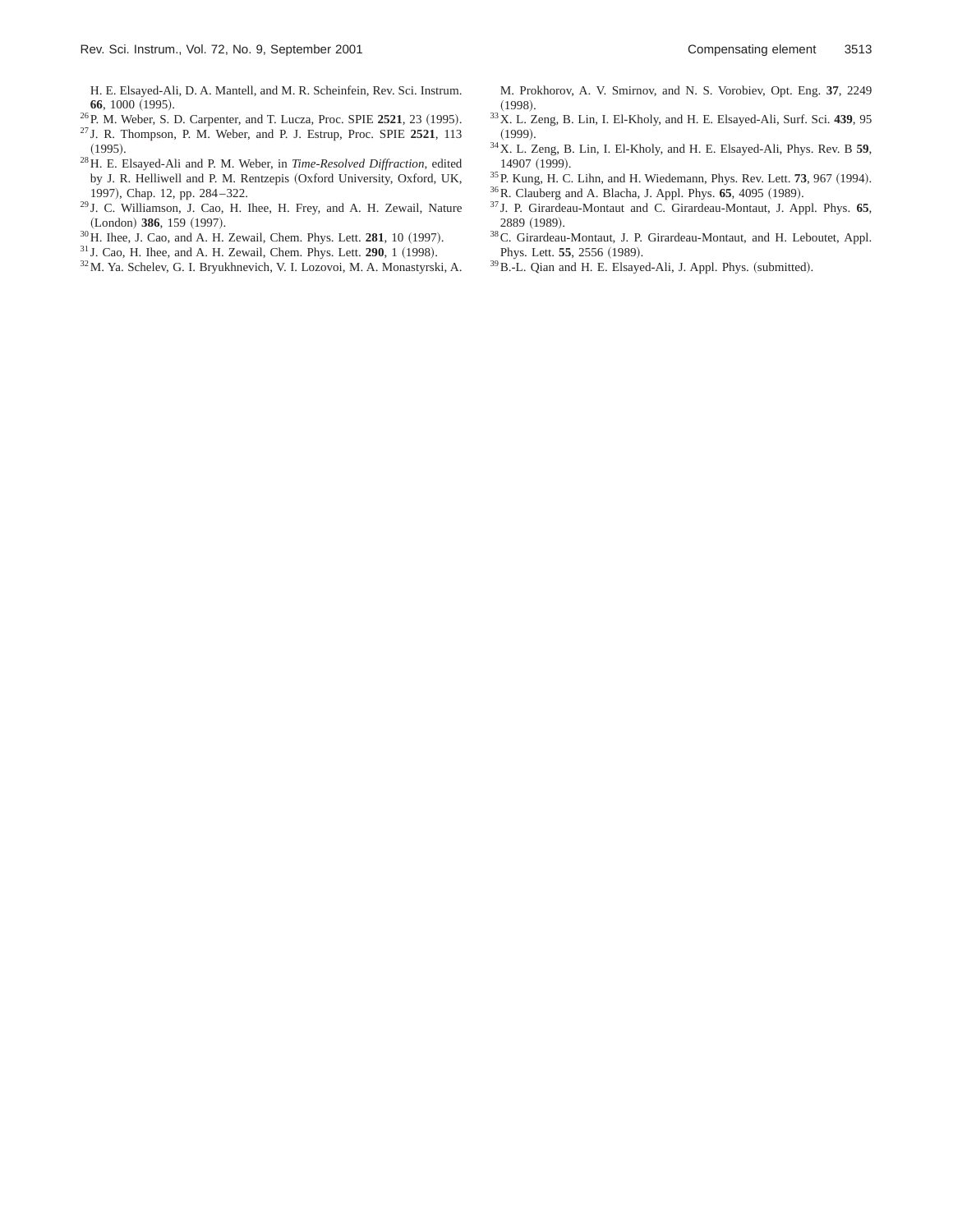H. E. Elsayed-Ali, D. A. Mantell, and M. R. Scheinfein, Rev. Sci. Instrum. **66**, 1000 (1995).

[26] P. M. Weber, S. D. Carpenter, and T. Lucza, Proc. SPIE **2521**, 23 (1995).

[27] J. R. Thompson, P. M. Weber, and P. J. Estrup, Proc. SPIE **2521**, 113 (1995).

[28] H. E. Elsayed-Ali and P. M. Weber, in *Time-Resolved Diffraction*, edited by J. R. Helliwell and P. M. Rentzepis (Oxford University, Oxford, UK, 1997), Chap. 12, pp. 284–322.

[29] J. C. Williamson, J. Cao, H. Ihee, H. Frey, and A. H. Zewail, Nature (London) **386**, 159 (1997).

[30] H. Ihee, J. Cao, and A. H. Zewail, Chem. Phys. Lett. **281**, 10 (1997).

[31] J. Cao, H. Ihee, and A. H. Zewail, Chem. Phys. Lett. **290**, 1 (1998).

[32] M. Ya. Schelev, G. I. Bryukhnevich, V. I. Lozovoi, M. A. Monastyrski, A. M. Prokhorov, A. V. Smirnov, and N. S. Vorobiev, Opt. Eng. **37**, 2249 (1998).

[33] X. L. Zeng, B. Lin, I. El-Kholy, and H. E. Elsayed-Ali, Surf. Sci. **439**, 95 (1999).

[34] X. L. Zeng, B. Lin, I. El-Kholy, and H. E. Elsayed-Ali, Phys. Rev. B **59**, 14907 (1999).

[35] P. Kung, H. C. Lihn, and H. Wiedemann, Phys. Rev. Lett. **73**, 967 (1994).

[36] R. Clauberg and A. Blacha, J. Appl. Phys. **65**, 4095 (1989).

[37] J. P. Girardeau-Montaut and C. Girardeau-Montaut, J. Appl. Phys. **65**, 2889 (1989).

[38] C. Girardeau-Montaut, J. P. Girardeau-Montaut, and H. Leboutet, Appl. Phys. Lett. **55**, 2556 (1989).

[39] B.-L. Qian and H. E. Elsayed-Ali, J. Appl. Phys. (submitted).